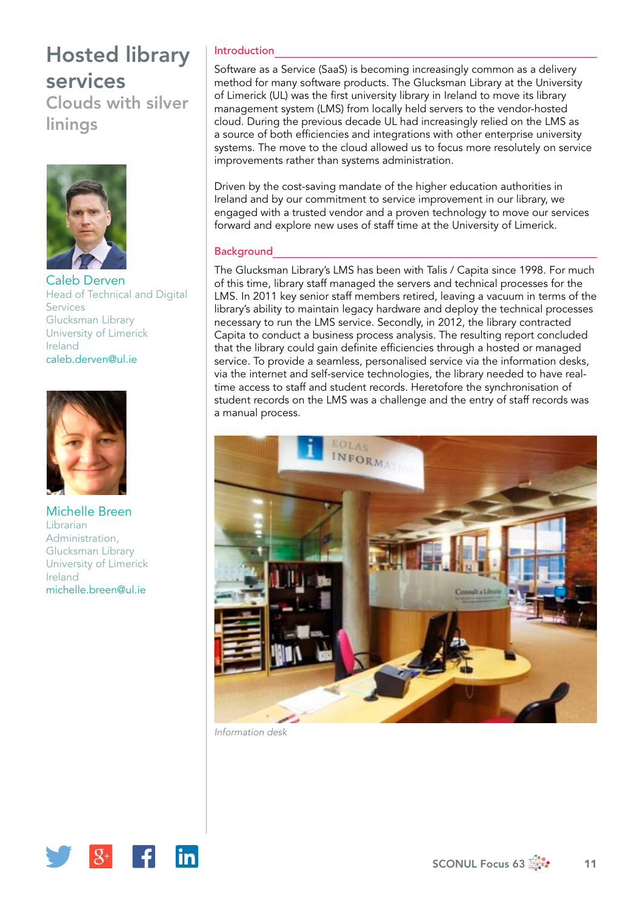# Hosted library services

## Clouds with silver linings

**Caleb Derven**
Head of Technical and Digital Services
Glucksman Library
University of Limerick
Ireland
caleb.derven@ul.ie

**Michelle Breen**
Librarian
Administration,
Glucksman Library
University of Limerick
Ireland
michelle.breen@ul.ie

### Introduction

Software as a Service (SaaS) is becoming increasingly common as a delivery method for many software products. The Glucksman Library at the University of Limerick (UL) was the first university library in Ireland to move its library management system (LMS) from locally held servers to the vendor-hosted cloud. During the previous decade UL had increasingly relied on the LMS as a source of both efficiencies and integrations with other enterprise university systems. The move to the cloud allowed us to focus more resolutely on service improvements rather than systems administration.

Driven by the cost-saving mandate of the higher education authorities in Ireland and by our commitment to service improvement in our library, we engaged with a trusted vendor and a proven technology to move our services forward and explore new uses of staff time at the University of Limerick.

### Background

The Glucksman Library's LMS has been with Talis / Capita since 1998. For much of this time, library staff managed the servers and technical processes for the LMS. In 2011 key senior staff members retired, leaving a vacuum in terms of the library's ability to maintain legacy hardware and deploy the technical processes necessary to run the LMS service. Secondly, in 2012, the library contracted Capita to conduct a business process analysis. The resulting report concluded that the library could gain definite efficiencies through a hosted or managed service. To provide a seamless, personalised service via the information desks, via the internet and self-service technologies, the library needed to have real-time access to staff and student records. Heretofore the synchronisation of student records on the LMS was a challenge and the entry of staff records was a manual process.

*Information desk*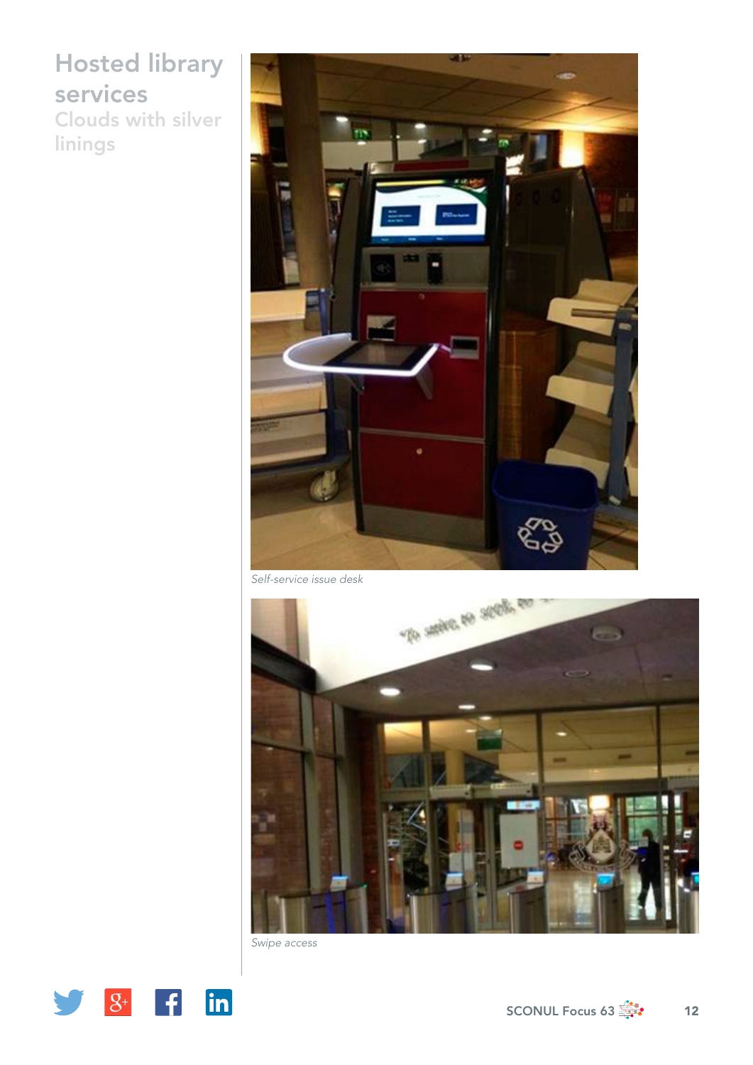# Hosted library services

## Clouds with silver linings

*Self-service issue desk*

*Swipe access*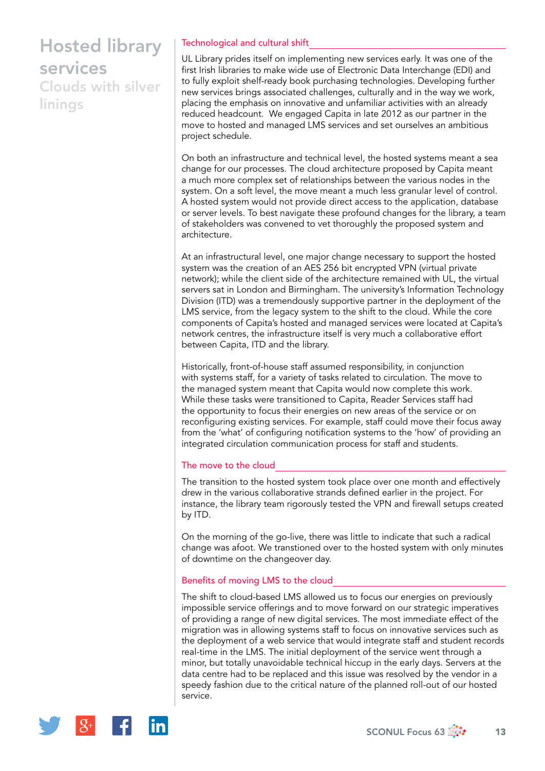# Hosted library services

## Clouds with silver linings

### Technological and cultural shift

UL Library prides itself on implementing new services early. It was one of the first Irish libraries to make wide use of Electronic Data Interchange (EDI) and to fully exploit shelf-ready book purchasing technologies. Developing further new services brings associated challenges, culturally and in the way we work, placing the emphasis on innovative and unfamiliar activities with an already reduced headcount. We engaged Capita in late 2012 as our partner in the move to hosted and managed LMS services and set ourselves an ambitious project schedule.

On both an infrastructure and technical level, the hosted systems meant a sea change for our processes. The cloud architecture proposed by Capita meant a much more complex set of relationships between the various nodes in the system. On a soft level, the move meant a much less granular level of control. A hosted system would not provide direct access to the application, database or server levels. To best navigate these profound changes for the library, a team of stakeholders was convened to vet thoroughly the proposed system and architecture.

At an infrastructural level, one major change necessary to support the hosted system was the creation of an AES 256 bit encrypted VPN (virtual private network); while the client side of the architecture remained with UL, the virtual servers sat in London and Birmingham. The university's Information Technology Division (ITD) was a tremendously supportive partner in the deployment of the LMS service, from the legacy system to the shift to the cloud. While the core components of Capita's hosted and managed services were located at Capita's network centres, the infrastructure itself is very much a collaborative effort between Capita, ITD and the library.

Historically, front-of-house staff assumed responsibility, in conjunction with systems staff, for a variety of tasks related to circulation. The move to the managed system meant that Capita would now complete this work. While these tasks were transitioned to Capita, Reader Services staff had the opportunity to focus their energies on new areas of the service or on reconfiguring existing services. For example, staff could move their focus away from the 'what' of configuring notification systems to the 'how' of providing an integrated circulation communication process for staff and students.

### The move to the cloud

The transition to the hosted system took place over one month and effectively drew in the various collaborative strands defined earlier in the project. For instance, the library team rigorously tested the VPN and firewall setups created by ITD.

On the morning of the go-live, there was little to indicate that such a radical change was afoot. We transtioned over to the hosted system with only minutes of downtime on the changeover day.

### Benefits of moving LMS to the cloud

The shift to cloud-based LMS allowed us to focus our energies on previously impossible service offerings and to move forward on our strategic imperatives of providing a range of new digital services. The most immediate effect of the migration was in allowing systems staff to focus on innovative services such as the deployment of a web service that would integrate staff and student records real-time in the LMS. The initial deployment of the service went through a minor, but totally unavoidable technical hiccup in the early days. Servers at the data centre had to be replaced and this issue was resolved by the vendor in a speedy fashion due to the critical nature of the planned roll-out of our hosted service.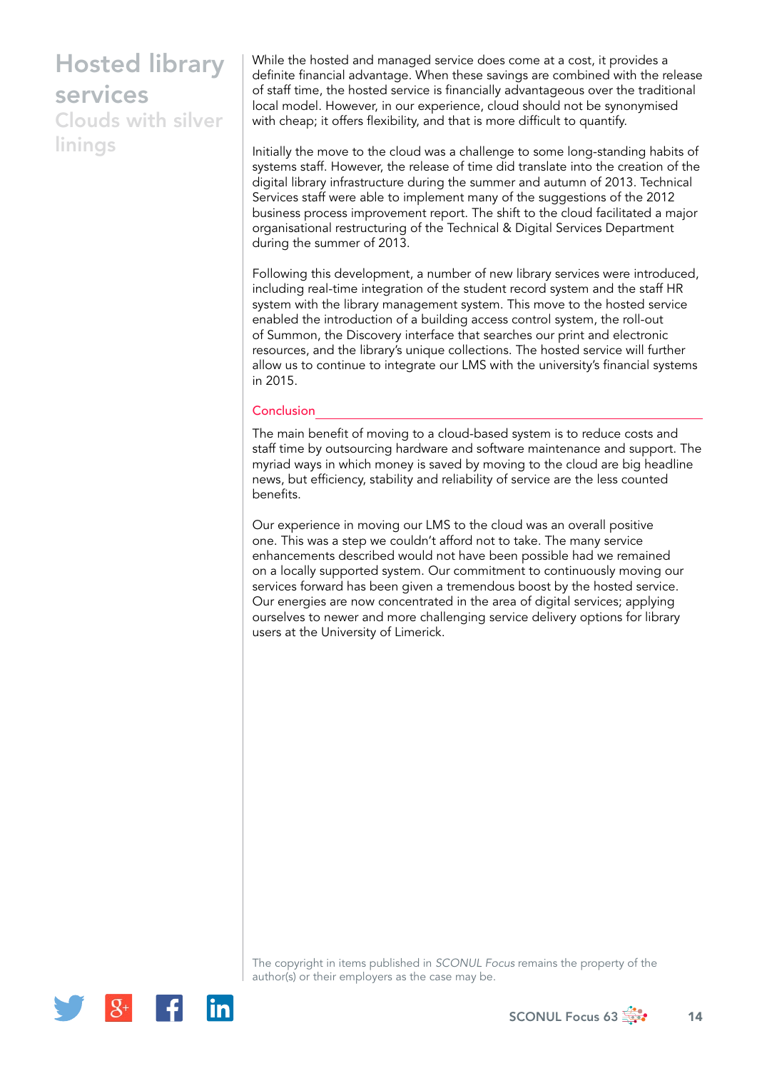While the hosted and managed service does come at a cost, it provides a definite financial advantage. When these savings are combined with the release of staff time, the hosted service is financially advantageous over the traditional local model. However, in our experience, cloud should not be synonymised with cheap; it offers flexibility, and that is more difficult to quantify.

Initially the move to the cloud was a challenge to some long-standing habits of systems staff. However, the release of time did translate into the creation of the digital library infrastructure during the summer and autumn of 2013. Technical Services staff were able to implement many of the suggestions of the 2012 business process improvement report. The shift to the cloud facilitated a major organisational restructuring of the Technical & Digital Services Department during the summer of 2013.

Following this development, a number of new library services were introduced, including real-time integration of the student record system and the staff HR system with the library management system. This move to the hosted service enabled the introduction of a building access control system, the roll-out of Summon, the Discovery interface that searches our print and electronic resources, and the library's unique collections. The hosted service will further allow us to continue to integrate our LMS with the university's financial systems in 2015.

## Conclusion

The main benefit of moving to a cloud-based system is to reduce costs and staff time by outsourcing hardware and software maintenance and support. The myriad ways in which money is saved by moving to the cloud are big headline news, but efficiency, stability and reliability of service are the less counted benefits.

Our experience in moving our LMS to the cloud was an overall positive one. This was a step we couldn't afford not to take. The many service enhancements described would not have been possible had we remained on a locally supported system. Our commitment to continuously moving our services forward has been given a tremendous boost by the hosted service. Our energies are now concentrated in the area of digital services; applying ourselves to newer and more challenging service delivery options for library users at the University of Limerick.

The copyright in items published in *SCONUL Focus* remains the property of the author(s) or their employers as the case may be.